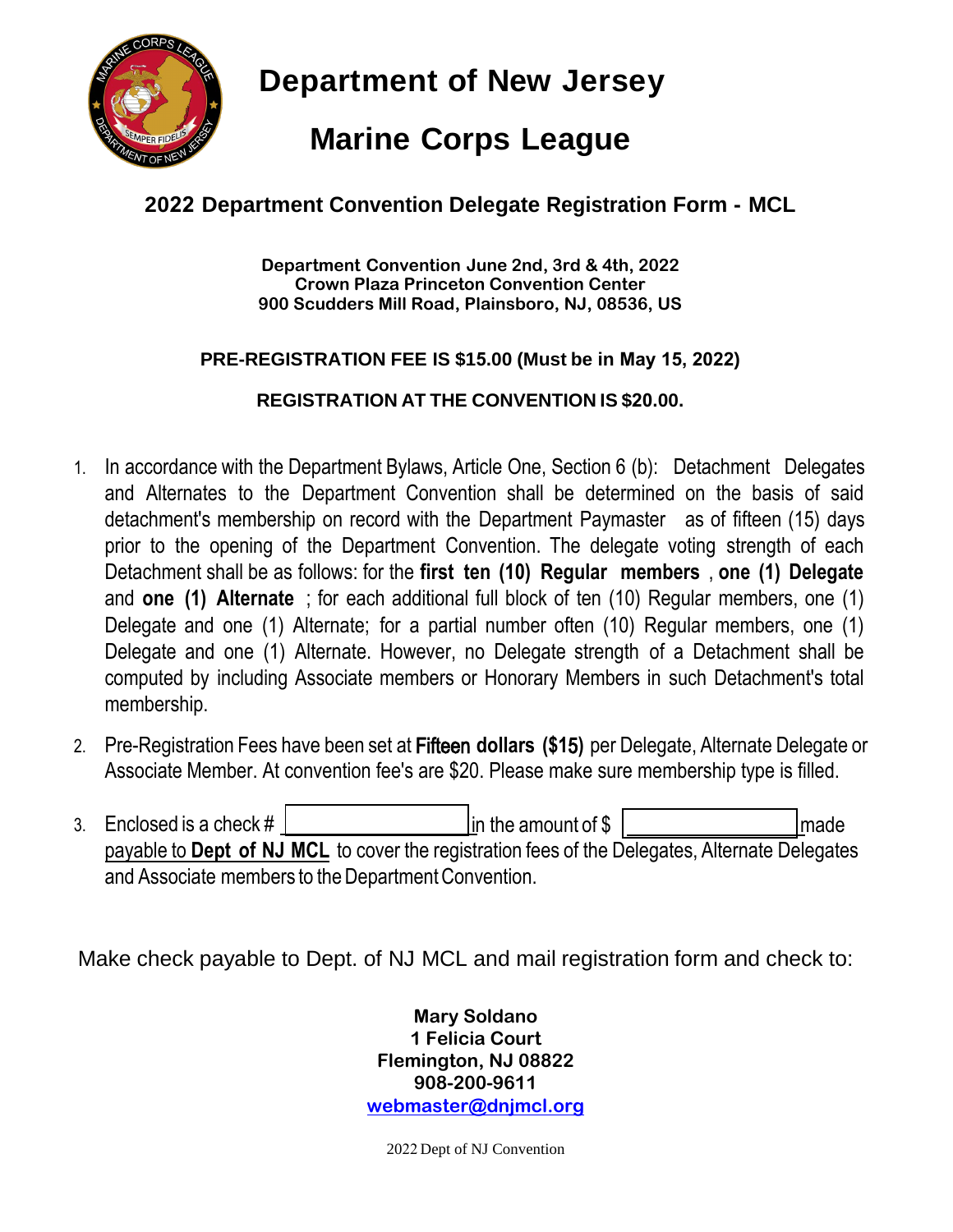# Department of New Jersey

# Marine Corps League

## 2022 Department Convention Delegate Registration Form - MCL

**Department Convention June 2nd, 3rd & 4th, 2022**
**Crown Plaza Princeton Convention Center**
**900 Scudders Mill Road, Plainsboro, NJ, 08536, US**

**PRE-REGISTRATION FEE IS $15.00 (Must be in May 15, 2022)**

**REGISTRATION AT THE CONVENTION IS $20.00.**

1. In accordance with the Department Bylaws, Article One, Section 6 (b): Detachment Delegates and Alternates to the Department Convention shall be determined on the basis of said detachment's membership on record with the Department Paymaster as of fifteen (15) days prior to the opening of the Department Convention. The delegate voting strength of each Detachment shall be as follows: for the **first ten (10) Regular members**, **one (1) Delegate** and **one (1) Alternate**; for each additional full block of ten (10) Regular members, one (1) Delegate and one (1) Alternate; for a partial number often (10) Regular members, one (1) Delegate and one (1) Alternate. However, no Delegate strength of a Detachment shall be computed by including Associate members or Honorary Members in such Detachment's total membership.

2. Pre-Registration Fees have been set at **Fifteen dollars ($15)** per Delegate, Alternate Delegate or Associate Member. At convention fee's are $20. Please make sure membership type is filled.

3. Enclosed is a check # ________________ in the amount of $ ________________ made payable to **Dept of NJ MCL** to cover the registration fees of the Delegates, Alternate Delegates and Associate members to the Department Convention.

Make check payable to Dept. of NJ MCL and mail registration form and check to:

**Mary Soldano**
**1 Felicia Court**
**Flemington, NJ 08822**
**908-200-9611**
**webmaster@dnjmcl.org**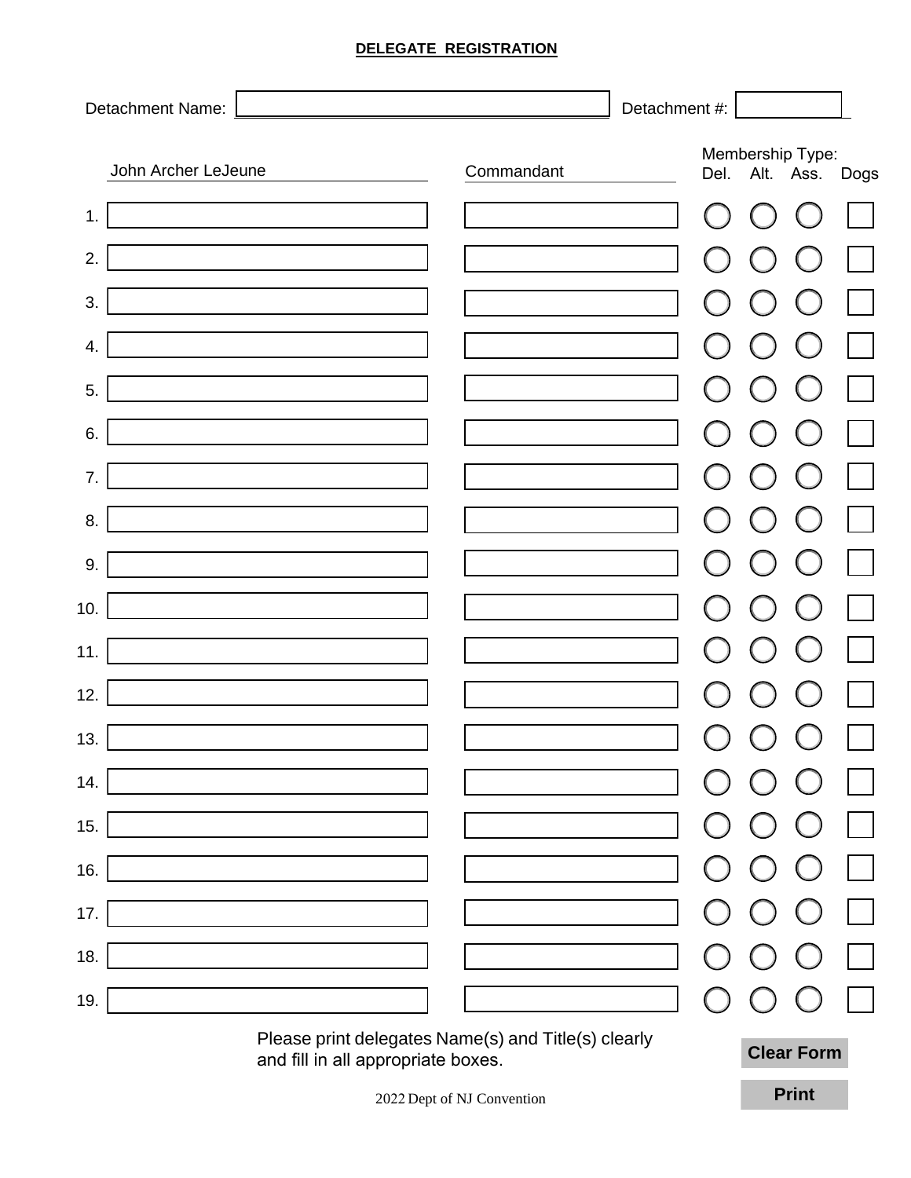**DELEGATE REGISTRATION**

Detachment Name: ______________________ Detachment #: ________

| | John Archer LeJeune | Commandant | Membership Type: Del. | Alt. | Ass. | Dogs |
|---|---|---|---|---|---|---|
| 1. | | | ○ | ○ | ○ | ☐ |
| 2. | | | ○ | ○ | ○ | ☐ |
| 3. | | | ○ | ○ | ○ | ☐ |
| 4. | | | ○ | ○ | ○ | ☐ |
| 5. | | | ○ | ○ | ○ | ☐ |
| 6. | | | ○ | ○ | ○ | ☐ |
| 7. | | | ○ | ○ | ○ | ☐ |
| 8. | | | ○ | ○ | ○ | ☐ |
| 9. | | | ○ | ○ | ○ | ☐ |
| 10. | | | ○ | ○ | ○ | ☐ |
| 11. | | | ○ | ○ | ○ | ☐ |
| 12. | | | ○ | ○ | ○ | ☐ |
| 13. | | | ○ | ○ | ○ | ☐ |
| 14. | | | ○ | ○ | ○ | ☐ |
| 15. | | | ○ | ○ | ○ | ☐ |
| 16. | | | ○ | ○ | ○ | ☐ |
| 17. | | | ○ | ○ | ○ | ☐ |
| 18. | | | ○ | ○ | ○ | ☐ |
| 19. | | | ○ | ○ | ○ | ☐ |

Please print delegates Name(s) and Title(s) clearly and fill in all appropriate boxes.

**Clear Form**

**Print**

2022 Dept of NJ Convention